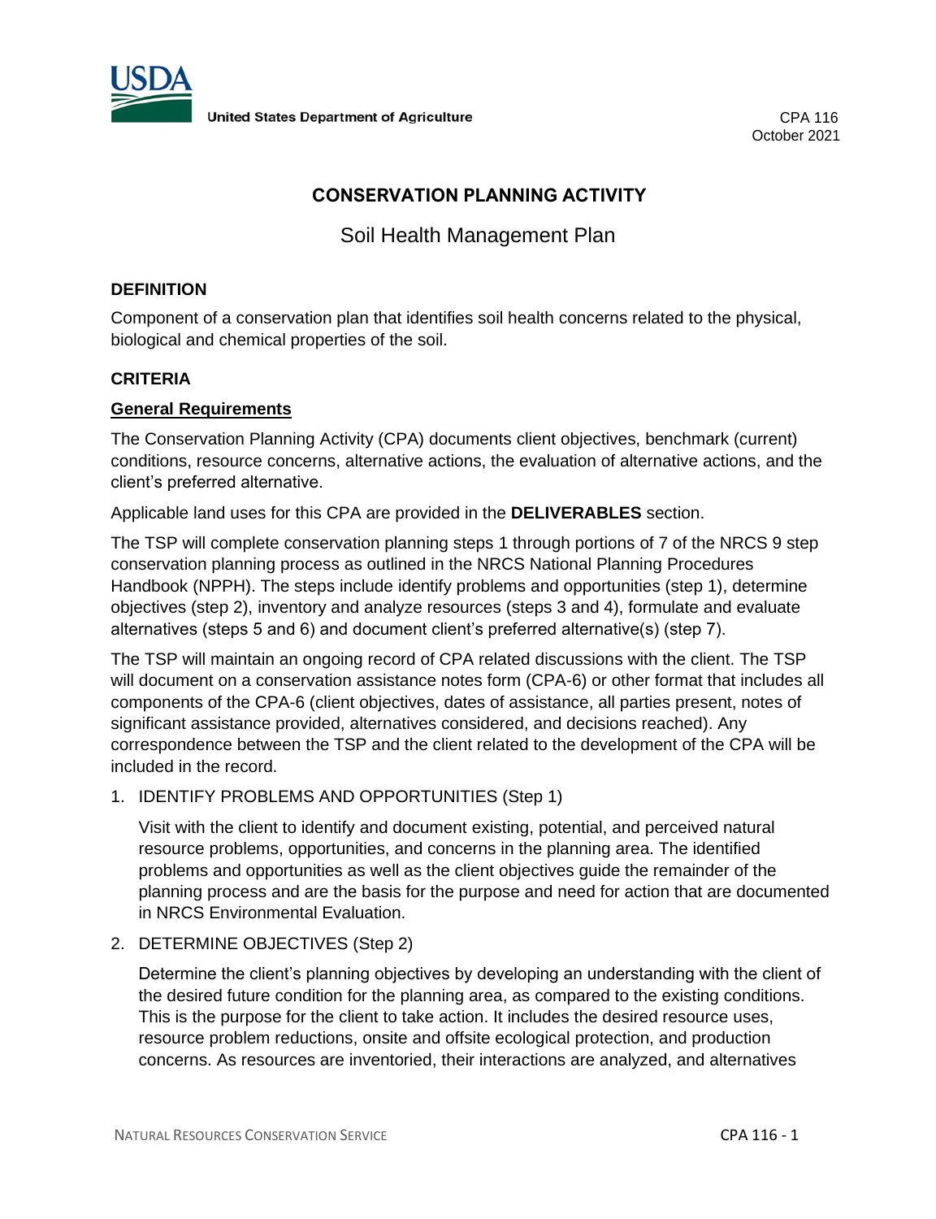United States Department of Agriculture

CPA 116
October 2021

# CONSERVATION PLANNING ACTIVITY

## Soil Health Management Plan

### DEFINITION

Component of a conservation plan that identifies soil health concerns related to the physical, biological and chemical properties of the soil.

### CRITERIA

**General Requirements**

The Conservation Planning Activity (CPA) documents client objectives, benchmark (current) conditions, resource concerns, alternative actions, the evaluation of alternative actions, and the client's preferred alternative.

Applicable land uses for this CPA are provided in the **DELIVERABLES** section.

The TSP will complete conservation planning steps 1 through portions of 7 of the NRCS 9 step conservation planning process as outlined in the NRCS National Planning Procedures Handbook (NPPH). The steps include identify problems and opportunities (step 1), determine objectives (step 2), inventory and analyze resources (steps 3 and 4), formulate and evaluate alternatives (steps 5 and 6) and document client's preferred alternative(s) (step 7).

The TSP will maintain an ongoing record of CPA related discussions with the client. The TSP will document on a conservation assistance notes form (CPA-6) or other format that includes all components of the CPA-6 (client objectives, dates of assistance, all parties present, notes of significant assistance provided, alternatives considered, and decisions reached). Any correspondence between the TSP and the client related to the development of the CPA will be included in the record.

1. IDENTIFY PROBLEMS AND OPPORTUNITIES (Step 1)

   Visit with the client to identify and document existing, potential, and perceived natural resource problems, opportunities, and concerns in the planning area. The identified problems and opportunities as well as the client objectives guide the remainder of the planning process and are the basis for the purpose and need for action that are documented in NRCS Environmental Evaluation.

2. DETERMINE OBJECTIVES (Step 2)

   Determine the client's planning objectives by developing an understanding with the client of the desired future condition for the planning area, as compared to the existing conditions. This is the purpose for the client to take action. It includes the desired resource uses, resource problem reductions, onsite and offsite ecological protection, and production concerns. As resources are inventoried, their interactions are analyzed, and alternatives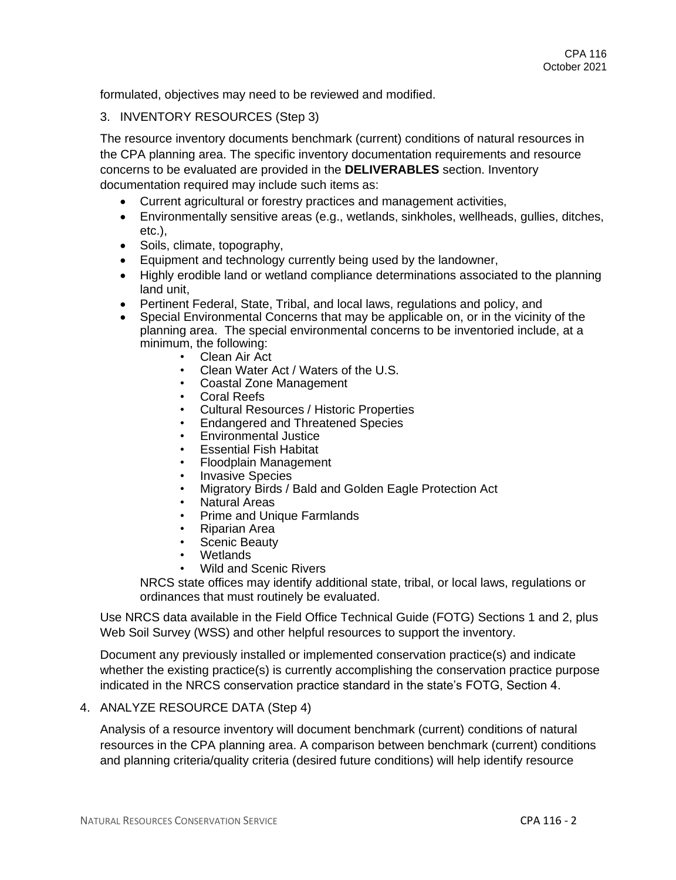formulated, objectives may need to be reviewed and modified.

3. INVENTORY RESOURCES (Step 3)

The resource inventory documents benchmark (current) conditions of natural resources in the CPA planning area. The specific inventory documentation requirements and resource concerns to be evaluated are provided in the **DELIVERABLES** section. Inventory documentation required may include such items as:

- Current agricultural or forestry practices and management activities,
- Environmentally sensitive areas (e.g., wetlands, sinkholes, wellheads, gullies, ditches, etc.),
- Soils, climate, topography,
- Equipment and technology currently being used by the landowner,
- Highly erodible land or wetland compliance determinations associated to the planning land unit,
- Pertinent Federal, State, Tribal, and local laws, regulations and policy, and
- Special Environmental Concerns that may be applicable on, or in the vicinity of the planning area. The special environmental concerns to be inventoried include, at a minimum, the following:
    - Clean Air Act
    - Clean Water Act / Waters of the U.S.
    - Coastal Zone Management
    - Coral Reefs
    - Cultural Resources / Historic Properties
    - Endangered and Threatened Species
    - Environmental Justice
    - Essential Fish Habitat
    - Floodplain Management
    - Invasive Species
    - Migratory Birds / Bald and Golden Eagle Protection Act
    - Natural Areas
    - Prime and Unique Farmlands
    - Riparian Area
    - Scenic Beauty
    - Wetlands
    - Wild and Scenic Rivers

  NRCS state offices may identify additional state, tribal, or local laws, regulations or ordinances that must routinely be evaluated.

Use NRCS data available in the Field Office Technical Guide (FOTG) Sections 1 and 2, plus Web Soil Survey (WSS) and other helpful resources to support the inventory.

Document any previously installed or implemented conservation practice(s) and indicate whether the existing practice(s) is currently accomplishing the conservation practice purpose indicated in the NRCS conservation practice standard in the state's FOTG, Section 4.

4. ANALYZE RESOURCE DATA (Step 4)

Analysis of a resource inventory will document benchmark (current) conditions of natural resources in the CPA planning area. A comparison between benchmark (current) conditions and planning criteria/quality criteria (desired future conditions) will help identify resource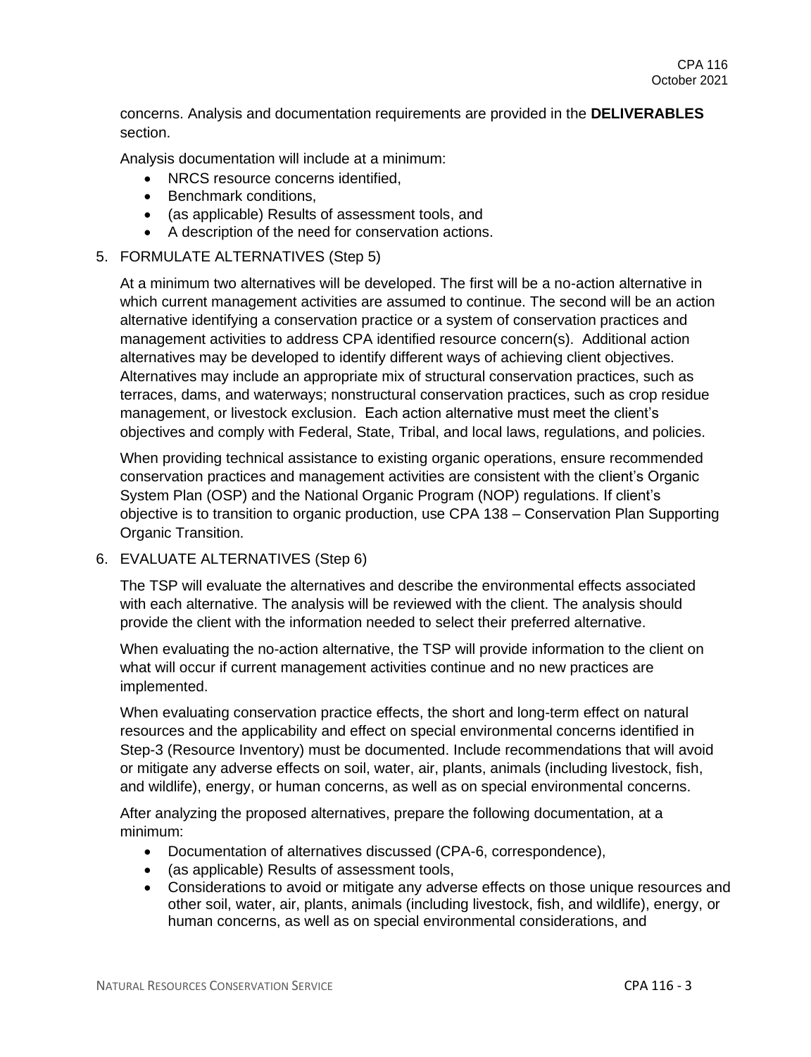concerns. Analysis and documentation requirements are provided in the **DELIVERABLES** section.

Analysis documentation will include at a minimum:

- NRCS resource concerns identified,
- Benchmark conditions,
- (as applicable) Results of assessment tools, and
- A description of the need for conservation actions.

5. FORMULATE ALTERNATIVES (Step 5)

   At a minimum two alternatives will be developed. The first will be a no-action alternative in which current management activities are assumed to continue. The second will be an action alternative identifying a conservation practice or a system of conservation practices and management activities to address CPA identified resource concern(s). Additional action alternatives may be developed to identify different ways of achieving client objectives. Alternatives may include an appropriate mix of structural conservation practices, such as terraces, dams, and waterways; nonstructural conservation practices, such as crop residue management, or livestock exclusion. Each action alternative must meet the client's objectives and comply with Federal, State, Tribal, and local laws, regulations, and policies.

   When providing technical assistance to existing organic operations, ensure recommended conservation practices and management activities are consistent with the client's Organic System Plan (OSP) and the National Organic Program (NOP) regulations. If client's objective is to transition to organic production, use CPA 138 – Conservation Plan Supporting Organic Transition.

6. EVALUATE ALTERNATIVES (Step 6)

   The TSP will evaluate the alternatives and describe the environmental effects associated with each alternative. The analysis will be reviewed with the client. The analysis should provide the client with the information needed to select their preferred alternative.

   When evaluating the no-action alternative, the TSP will provide information to the client on what will occur if current management activities continue and no new practices are implemented.

   When evaluating conservation practice effects, the short and long-term effect on natural resources and the applicability and effect on special environmental concerns identified in Step-3 (Resource Inventory) must be documented. Include recommendations that will avoid or mitigate any adverse effects on soil, water, air, plants, animals (including livestock, fish, and wildlife), energy, or human concerns, as well as on special environmental concerns.

   After analyzing the proposed alternatives, prepare the following documentation, at a minimum:

   - Documentation of alternatives discussed (CPA-6, correspondence),
   - (as applicable) Results of assessment tools,
   - Considerations to avoid or mitigate any adverse effects on those unique resources and other soil, water, air, plants, animals (including livestock, fish, and wildlife), energy, or human concerns, as well as on special environmental considerations, and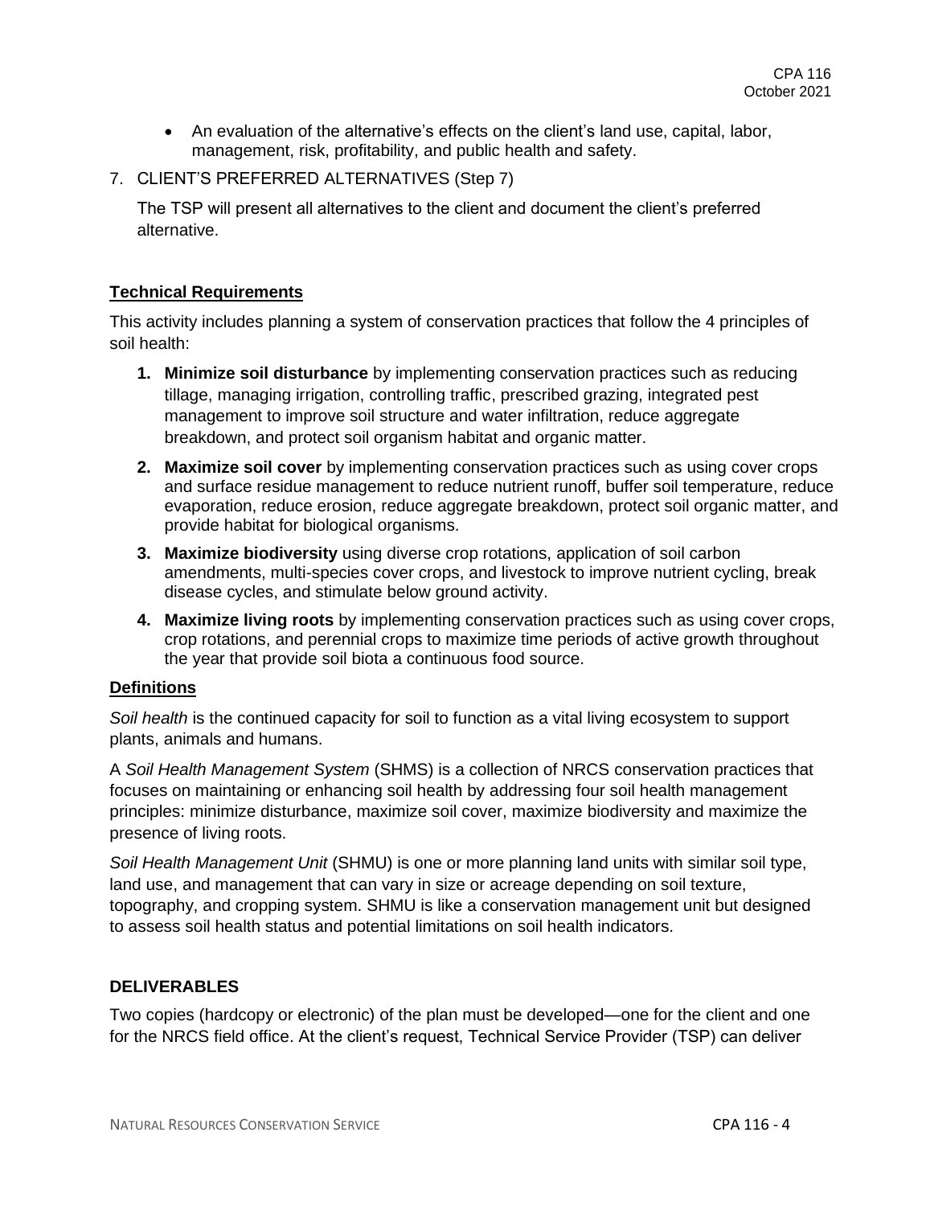- An evaluation of the alternative's effects on the client's land use, capital, labor, management, risk, profitability, and public health and safety.

7. CLIENT'S PREFERRED ALTERNATIVES (Step 7)

   The TSP will present all alternatives to the client and document the client's preferred alternative.

## Technical Requirements

This activity includes planning a system of conservation practices that follow the 4 principles of soil health:

1. **Minimize soil disturbance** by implementing conservation practices such as reducing tillage, managing irrigation, controlling traffic, prescribed grazing, integrated pest management to improve soil structure and water infiltration, reduce aggregate breakdown, and protect soil organism habitat and organic matter.
2. **Maximize soil cover** by implementing conservation practices such as using cover crops and surface residue management to reduce nutrient runoff, buffer soil temperature, reduce evaporation, reduce erosion, reduce aggregate breakdown, protect soil organic matter, and provide habitat for biological organisms.
3. **Maximize biodiversity** using diverse crop rotations, application of soil carbon amendments, multi-species cover crops, and livestock to improve nutrient cycling, break disease cycles, and stimulate below ground activity.
4. **Maximize living roots** by implementing conservation practices such as using cover crops, crop rotations, and perennial crops to maximize time periods of active growth throughout the year that provide soil biota a continuous food source.

## Definitions

*Soil health* is the continued capacity for soil to function as a vital living ecosystem to support plants, animals and humans.

A *Soil Health Management System* (SHMS) is a collection of NRCS conservation practices that focuses on maintaining or enhancing soil health by addressing four soil health management principles: minimize disturbance, maximize soil cover, maximize biodiversity and maximize the presence of living roots.

*Soil Health Management Unit* (SHMU) is one or more planning land units with similar soil type, land use, and management that can vary in size or acreage depending on soil texture, topography, and cropping system. SHMU is like a conservation management unit but designed to assess soil health status and potential limitations on soil health indicators.

## DELIVERABLES

Two copies (hardcopy or electronic) of the plan must be developed—one for the client and one for the NRCS field office. At the client's request, Technical Service Provider (TSP) can deliver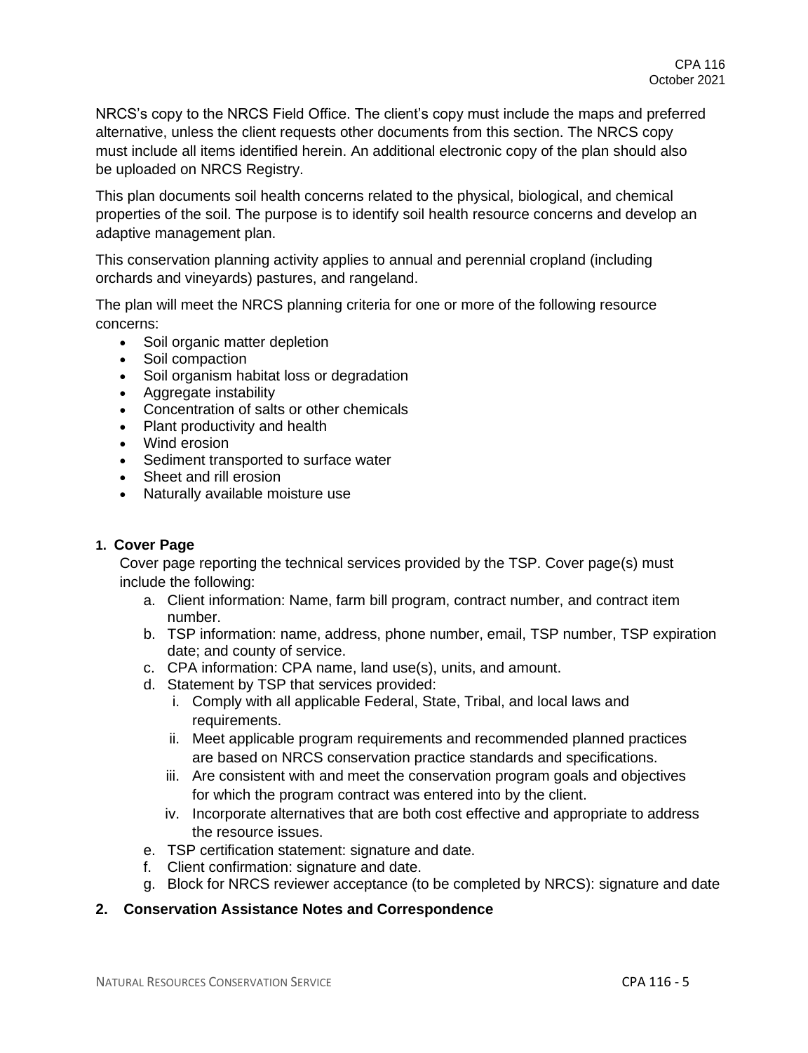NRCS's copy to the NRCS Field Office. The client's copy must include the maps and preferred alternative, unless the client requests other documents from this section. The NRCS copy must include all items identified herein. An additional electronic copy of the plan should also be uploaded on NRCS Registry.

This plan documents soil health concerns related to the physical, biological, and chemical properties of the soil. The purpose is to identify soil health resource concerns and develop an adaptive management plan.

This conservation planning activity applies to annual and perennial cropland (including orchards and vineyards) pastures, and rangeland.

The plan will meet the NRCS planning criteria for one or more of the following resource concerns:

- Soil organic matter depletion
- Soil compaction
- Soil organism habitat loss or degradation
- Aggregate instability
- Concentration of salts or other chemicals
- Plant productivity and health
- Wind erosion
- Sediment transported to surface water
- Sheet and rill erosion
- Naturally available moisture use

## 1. Cover Page

Cover page reporting the technical services provided by the TSP. Cover page(s) must include the following:

a. Client information: Name, farm bill program, contract number, and contract item number.
b. TSP information: name, address, phone number, email, TSP number, TSP expiration date; and county of service.
c. CPA information: CPA name, land use(s), units, and amount.
d. Statement by TSP that services provided:
   i. Comply with all applicable Federal, State, Tribal, and local laws and requirements.
   ii. Meet applicable program requirements and recommended planned practices are based on NRCS conservation practice standards and specifications.
   iii. Are consistent with and meet the conservation program goals and objectives for which the program contract was entered into by the client.
   iv. Incorporate alternatives that are both cost effective and appropriate to address the resource issues.
e. TSP certification statement: signature and date.
f. Client confirmation: signature and date.
g. Block for NRCS reviewer acceptance (to be completed by NRCS): signature and date

## 2. Conservation Assistance Notes and Correspondence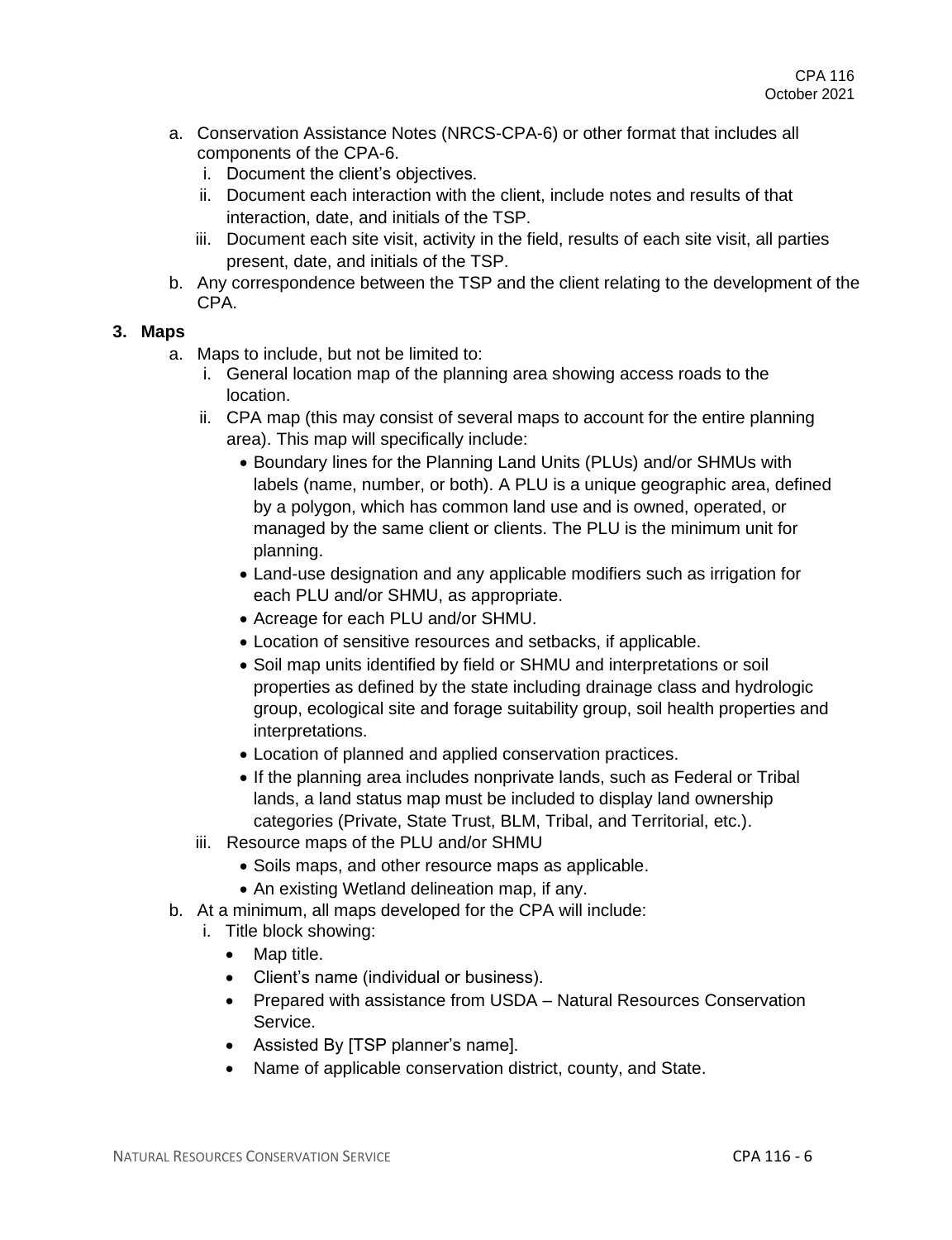a. Conservation Assistance Notes (NRCS-CPA-6) or other format that includes all components of the CPA-6.
   i. Document the client's objectives.
   ii. Document each interaction with the client, include notes and results of that interaction, date, and initials of the TSP.
   iii. Document each site visit, activity in the field, results of each site visit, all parties present, date, and initials of the TSP.
b. Any correspondence between the TSP and the client relating to the development of the CPA.

**3. Maps**

a. Maps to include, but not be limited to:
   i. General location map of the planning area showing access roads to the location.
   ii. CPA map (this may consist of several maps to account for the entire planning area). This map will specifically include:
      - Boundary lines for the Planning Land Units (PLUs) and/or SHMUs with labels (name, number, or both). A PLU is a unique geographic area, defined by a polygon, which has common land use and is owned, operated, or managed by the same client or clients. The PLU is the minimum unit for planning.
      - Land-use designation and any applicable modifiers such as irrigation for each PLU and/or SHMU, as appropriate.
      - Acreage for each PLU and/or SHMU.
      - Location of sensitive resources and setbacks, if applicable.
      - Soil map units identified by field or SHMU and interpretations or soil properties as defined by the state including drainage class and hydrologic group, ecological site and forage suitability group, soil health properties and interpretations.
      - Location of planned and applied conservation practices.
      - If the planning area includes nonprivate lands, such as Federal or Tribal lands, a land status map must be included to display land ownership categories (Private, State Trust, BLM, Tribal, and Territorial, etc.).
   iii. Resource maps of the PLU and/or SHMU
      - Soils maps, and other resource maps as applicable.
      - An existing Wetland delineation map, if any.
b. At a minimum, all maps developed for the CPA will include:
   i. Title block showing:
      - Map title.
      - Client's name (individual or business).
      - Prepared with assistance from USDA – Natural Resources Conservation Service.
      - Assisted By [TSP planner's name].
      - Name of applicable conservation district, county, and State.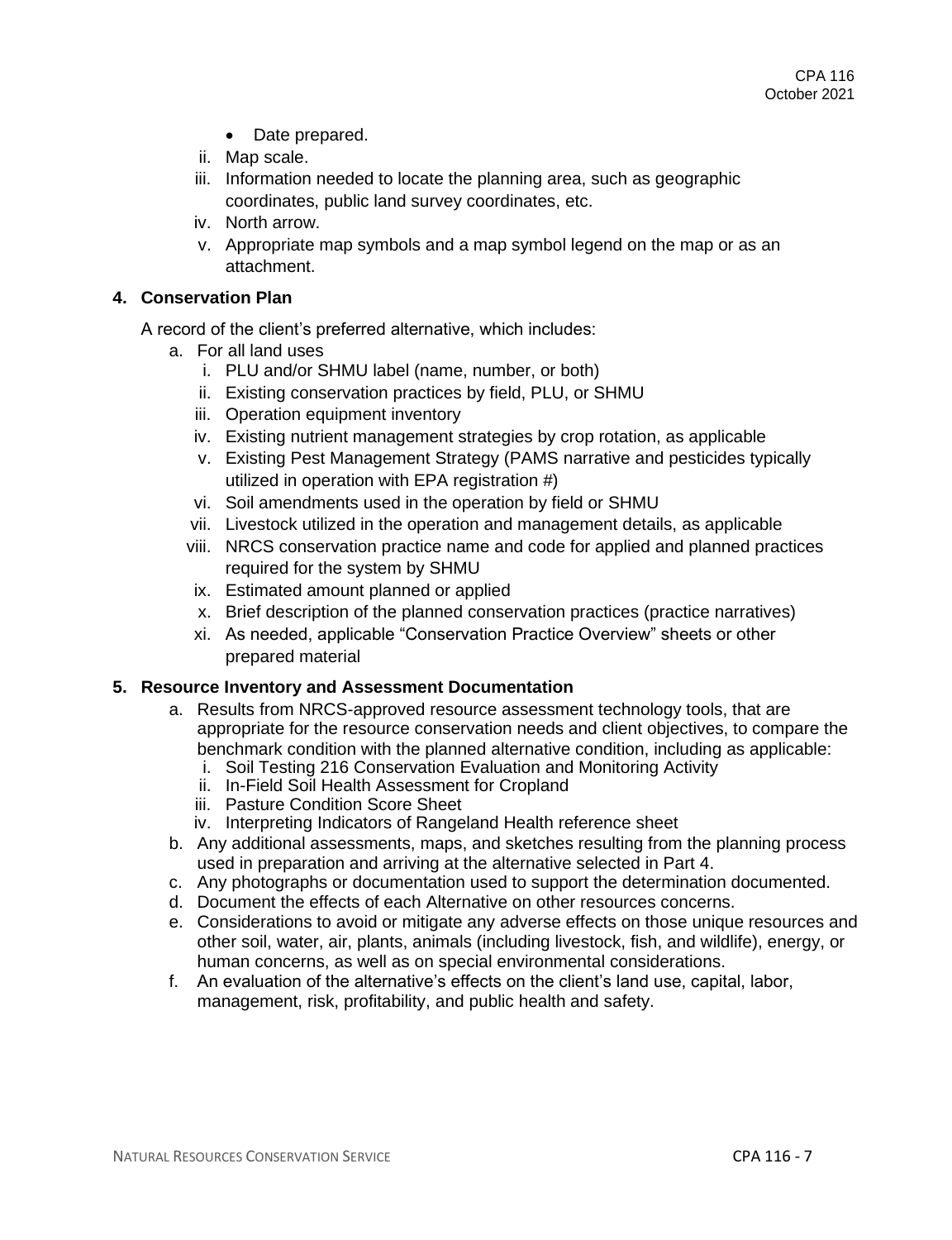- Date prepared.

ii. Map scale.
iii. Information needed to locate the planning area, such as geographic coordinates, public land survey coordinates, etc.
iv. North arrow.
v. Appropriate map symbols and a map symbol legend on the map or as an attachment.

**4. Conservation Plan**

A record of the client's preferred alternative, which includes:

a. For all land uses
   i. PLU and/or SHMU label (name, number, or both)
   ii. Existing conservation practices by field, PLU, or SHMU
   iii. Operation equipment inventory
   iv. Existing nutrient management strategies by crop rotation, as applicable
   v. Existing Pest Management Strategy (PAMS narrative and pesticides typically utilized in operation with EPA registration #)
   vi. Soil amendments used in the operation by field or SHMU
   vii. Livestock utilized in the operation and management details, as applicable
   viii. NRCS conservation practice name and code for applied and planned practices required for the system by SHMU
   ix. Estimated amount planned or applied
   x. Brief description of the planned conservation practices (practice narratives)
   xi. As needed, applicable "Conservation Practice Overview" sheets or other prepared material

**5. Resource Inventory and Assessment Documentation**

a. Results from NRCS-approved resource assessment technology tools, that are appropriate for the resource conservation needs and client objectives, to compare the benchmark condition with the planned alternative condition, including as applicable:
   i. Soil Testing 216 Conservation Evaluation and Monitoring Activity
   ii. In-Field Soil Health Assessment for Cropland
   iii. Pasture Condition Score Sheet
   iv. Interpreting Indicators of Rangeland Health reference sheet

b. Any additional assessments, maps, and sketches resulting from the planning process used in preparation and arriving at the alternative selected in Part 4.
c. Any photographs or documentation used to support the determination documented.
d. Document the effects of each Alternative on other resources concerns.
e. Considerations to avoid or mitigate any adverse effects on those unique resources and other soil, water, air, plants, animals (including livestock, fish, and wildlife), energy, or human concerns, as well as on special environmental considerations.
f. An evaluation of the alternative's effects on the client's land use, capital, labor, management, risk, profitability, and public health and safety.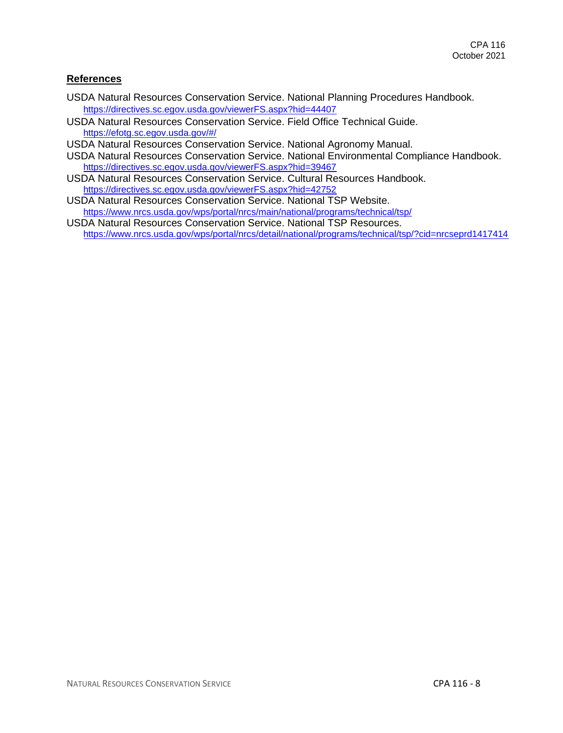## References

USDA Natural Resources Conservation Service. National Planning Procedures Handbook. https://directives.sc.egov.usda.gov/viewerFS.aspx?hid=44407

USDA Natural Resources Conservation Service. Field Office Technical Guide. https://efotg.sc.egov.usda.gov/#/

USDA Natural Resources Conservation Service. National Agronomy Manual.

USDA Natural Resources Conservation Service. National Environmental Compliance Handbook. https://directives.sc.egov.usda.gov/viewerFS.aspx?hid=39467

USDA Natural Resources Conservation Service. Cultural Resources Handbook. https://directives.sc.egov.usda.gov/viewerFS.aspx?hid=42752

USDA Natural Resources Conservation Service. National TSP Website. https://www.nrcs.usda.gov/wps/portal/nrcs/main/national/programs/technical/tsp/

USDA Natural Resources Conservation Service. National TSP Resources. https://www.nrcs.usda.gov/wps/portal/nrcs/detail/national/programs/technical/tsp/?cid=nrcseprd1417414